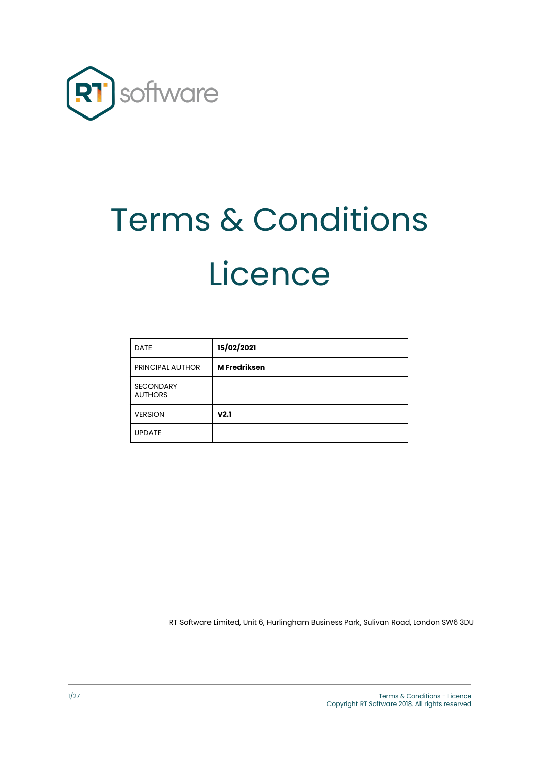# Terms & Conditions

# Licence

| DATE | **15/02/2021** |
| --- | --- |
| PRINCIPAL AUTHOR | **M Fredriksen** |
| SECONDARY AUTHORS | |
| VERSION | **V2.1** |
| UPDATE | |

RT Software Limited, Unit 6, Hurlingham Business Park, Sulivan Road, London SW6 3DU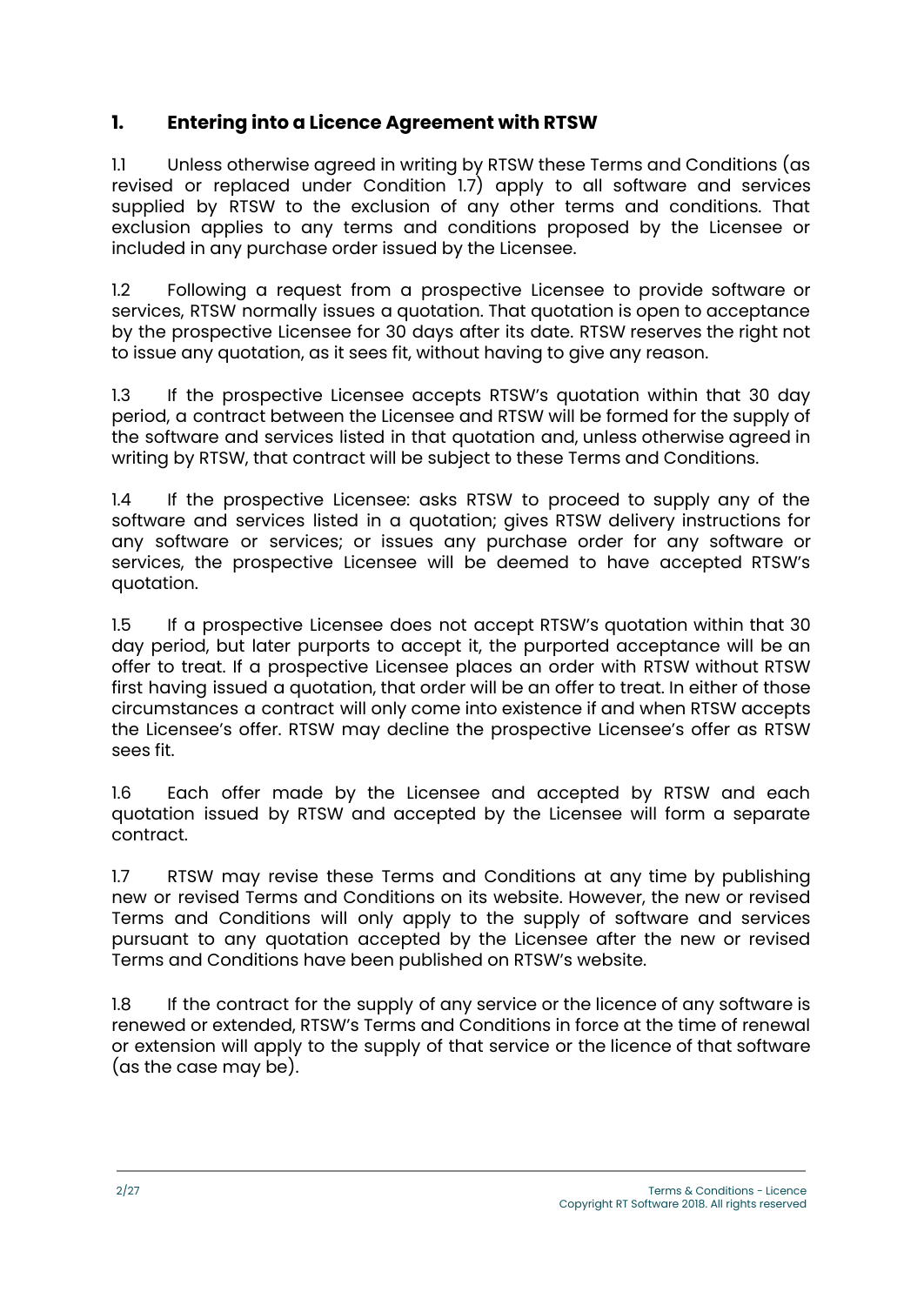## 1. Entering into a Licence Agreement with RTSW

1.1 Unless otherwise agreed in writing by RTSW these Terms and Conditions (as revised or replaced under Condition 1.7) apply to all software and services supplied by RTSW to the exclusion of any other terms and conditions. That exclusion applies to any terms and conditions proposed by the Licensee or included in any purchase order issued by the Licensee.

1.2 Following a request from a prospective Licensee to provide software or services, RTSW normally issues a quotation. That quotation is open to acceptance by the prospective Licensee for 30 days after its date. RTSW reserves the right not to issue any quotation, as it sees fit, without having to give any reason.

1.3 If the prospective Licensee accepts RTSW's quotation within that 30 day period, a contract between the Licensee and RTSW will be formed for the supply of the software and services listed in that quotation and, unless otherwise agreed in writing by RTSW, that contract will be subject to these Terms and Conditions.

1.4 If the prospective Licensee: asks RTSW to proceed to supply any of the software and services listed in a quotation; gives RTSW delivery instructions for any software or services; or issues any purchase order for any software or services, the prospective Licensee will be deemed to have accepted RTSW's quotation.

1.5 If a prospective Licensee does not accept RTSW's quotation within that 30 day period, but later purports to accept it, the purported acceptance will be an offer to treat. If a prospective Licensee places an order with RTSW without RTSW first having issued a quotation, that order will be an offer to treat. In either of those circumstances a contract will only come into existence if and when RTSW accepts the Licensee's offer. RTSW may decline the prospective Licensee's offer as RTSW sees fit.

1.6 Each offer made by the Licensee and accepted by RTSW and each quotation issued by RTSW and accepted by the Licensee will form a separate contract.

1.7 RTSW may revise these Terms and Conditions at any time by publishing new or revised Terms and Conditions on its website. However, the new or revised Terms and Conditions will only apply to the supply of software and services pursuant to any quotation accepted by the Licensee after the new or revised Terms and Conditions have been published on RTSW's website.

1.8 If the contract for the supply of any service or the licence of any software is renewed or extended, RTSW's Terms and Conditions in force at the time of renewal or extension will apply to the supply of that service or the licence of that software (as the case may be).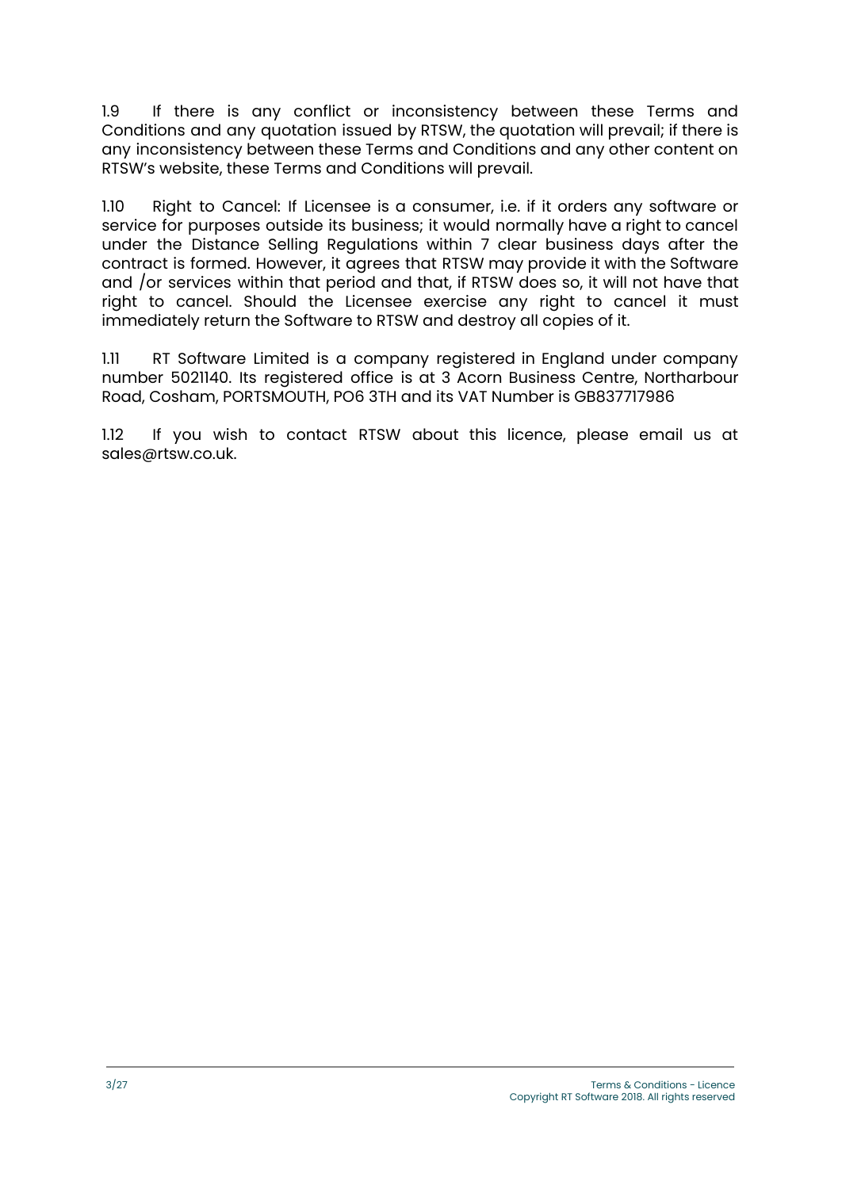1.9 If there is any conflict or inconsistency between these Terms and Conditions and any quotation issued by RTSW, the quotation will prevail; if there is any inconsistency between these Terms and Conditions and any other content on RTSW's website, these Terms and Conditions will prevail.

1.10 Right to Cancel: If Licensee is a consumer, i.e. if it orders any software or service for purposes outside its business; it would normally have a right to cancel under the Distance Selling Regulations within 7 clear business days after the contract is formed. However, it agrees that RTSW may provide it with the Software and /or services within that period and that, if RTSW does so, it will not have that right to cancel. Should the Licensee exercise any right to cancel it must immediately return the Software to RTSW and destroy all copies of it.

1.11 RT Software Limited is a company registered in England under company number 5021140. Its registered office is at 3 Acorn Business Centre, Northarbour Road, Cosham, PORTSMOUTH, PO6 3TH and its VAT Number is GB837717986

1.12 If you wish to contact RTSW about this licence, please email us at sales@rtsw.co.uk.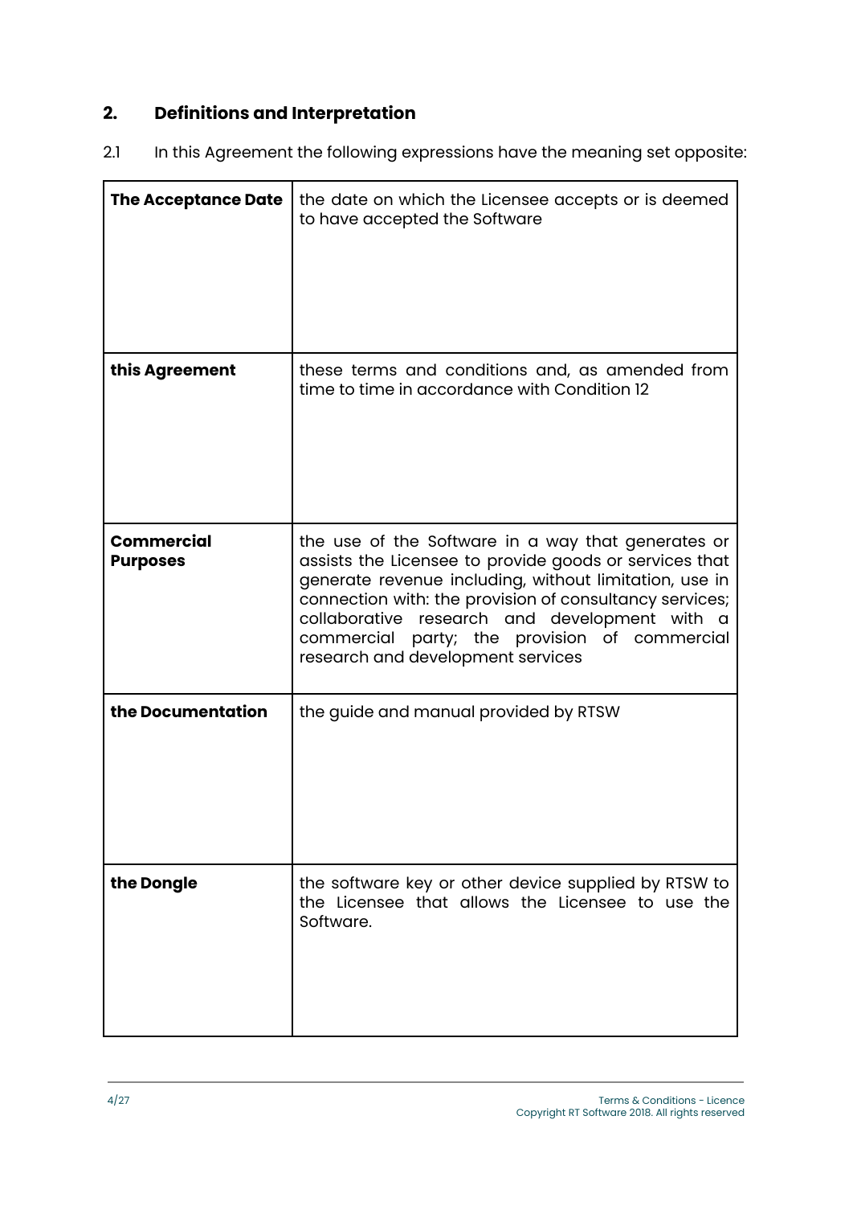## 2. Definitions and Interpretation

2.1 In this Agreement the following expressions have the meaning set opposite:

| | |
|---|---|
| **The Acceptance Date** | the date on which the Licensee accepts or is deemed to have accepted the Software |
| **this Agreement** | these terms and conditions and, as amended from time to time in accordance with Condition 12 |
| **Commercial Purposes** | the use of the Software in a way that generates or assists the Licensee to provide goods or services that generate revenue including, without limitation, use in connection with: the provision of consultancy services; collaborative research and development with a commercial party; the provision of commercial research and development services |
| **the Documentation** | the guide and manual provided by RTSW |
| **the Dongle** | the software key or other device supplied by RTSW to the Licensee that allows the Licensee to use the Software. |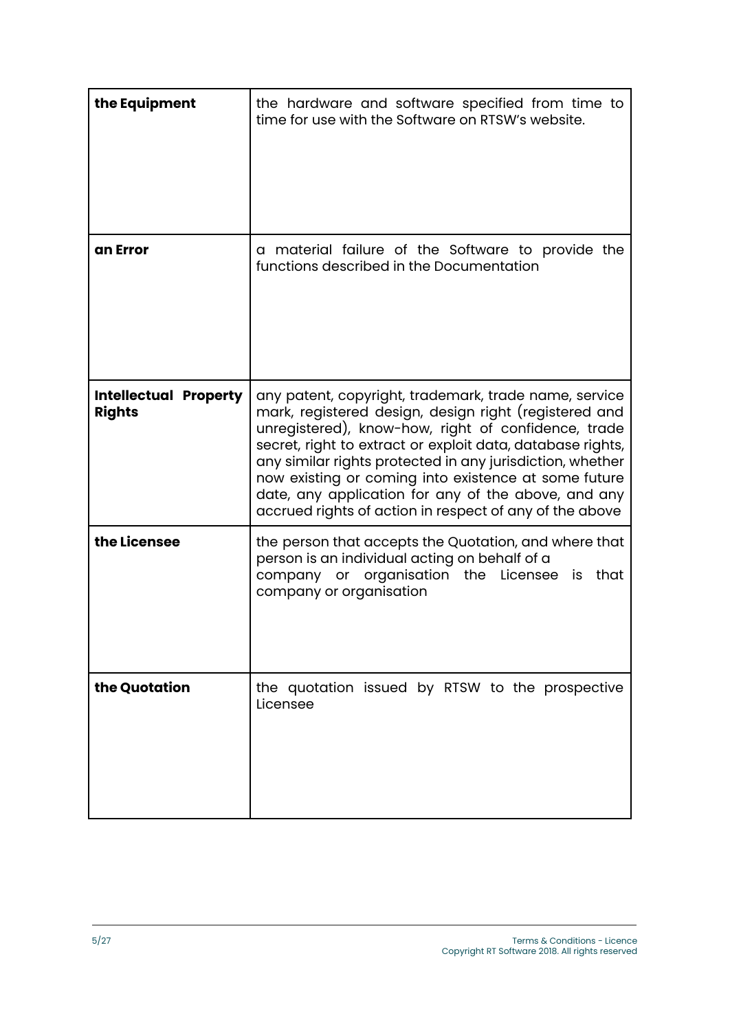| | |
|---|---|
| **the Equipment** | the hardware and software specified from time to time for use with the Software on RTSW's website. |
| **an Error** | a material failure of the Software to provide the functions described in the Documentation |
| **Intellectual Property Rights** | any patent, copyright, trademark, trade name, service mark, registered design, design right (registered and unregistered), know-how, right of confidence, trade secret, right to extract or exploit data, database rights, any similar rights protected in any jurisdiction, whether now existing or coming into existence at some future date, any application for any of the above, and any accrued rights of action in respect of any of the above |
| **the Licensee** | the person that accepts the Quotation, and where that person is an individual acting on behalf of a company or organisation the Licensee is that company or organisation |
| **the Quotation** | the quotation issued by RTSW to the prospective Licensee |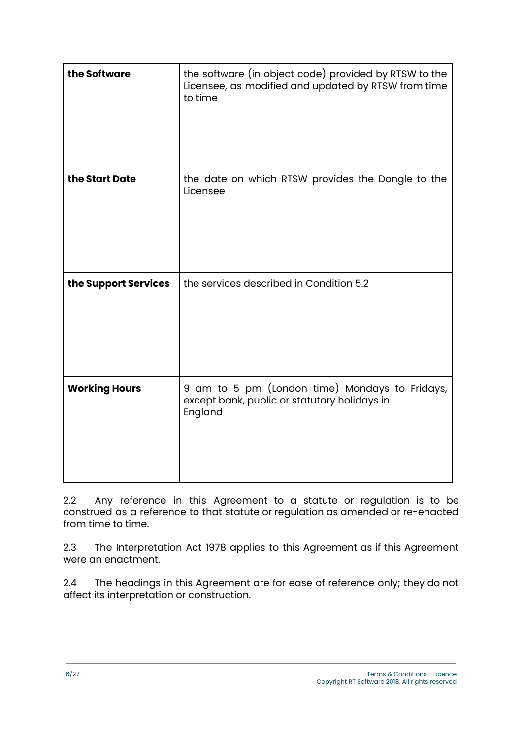| | |
|---|---|
| **the Software** | the software (in object code) provided by RTSW to the Licensee, as modified and updated by RTSW from time to time |
| **the Start Date** | the date on which RTSW provides the Dongle to the Licensee |
| **the Support Services** | the services described in Condition 5.2 |
| **Working Hours** | 9 am to 5 pm (London time) Mondays to Fridays, except bank, public or statutory holidays in England |

2.2 Any reference in this Agreement to a statute or regulation is to be construed as a reference to that statute or regulation as amended or re-enacted from time to time.

2.3 The Interpretation Act 1978 applies to this Agreement as if this Agreement were an enactment.

2.4 The headings in this Agreement are for ease of reference only; they do not affect its interpretation or construction.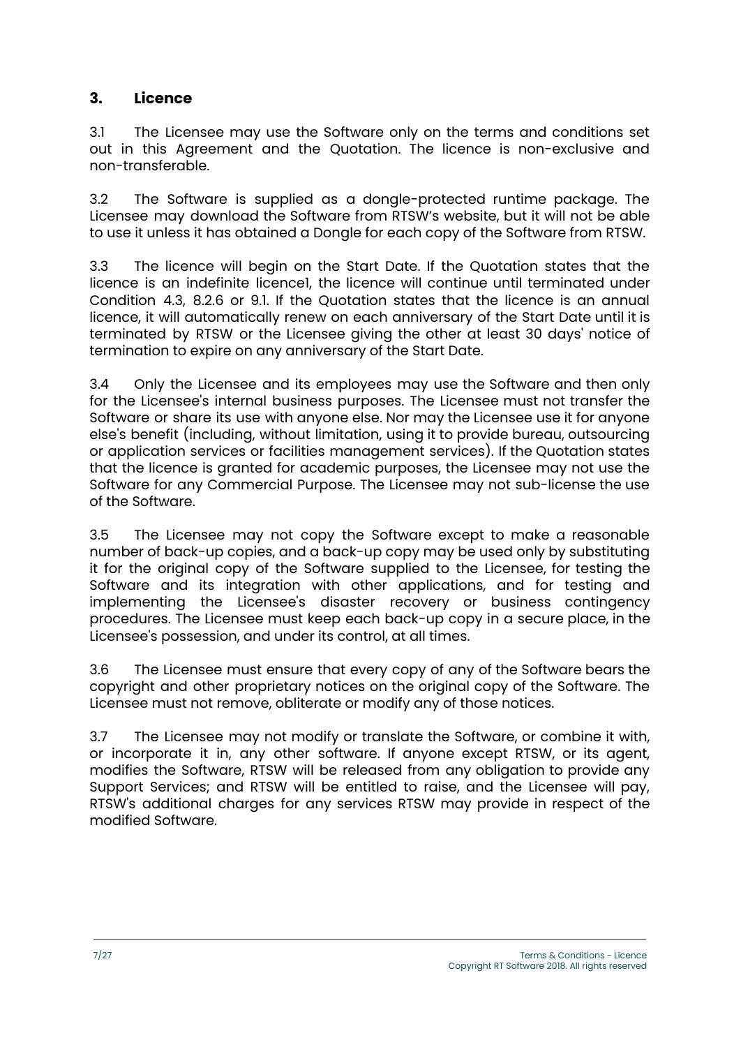## 3. Licence

3.1 The Licensee may use the Software only on the terms and conditions set out in this Agreement and the Quotation. The licence is non-exclusive and non-transferable.

3.2 The Software is supplied as a dongle-protected runtime package. The Licensee may download the Software from RTSW's website, but it will not be able to use it unless it has obtained a Dongle for each copy of the Software from RTSW.

3.3 The licence will begin on the Start Date. If the Quotation states that the licence is an indefinite licence1, the licence will continue until terminated under Condition 4.3, 8.2.6 or 9.1. If the Quotation states that the licence is an annual licence, it will automatically renew on each anniversary of the Start Date until it is terminated by RTSW or the Licensee giving the other at least 30 days' notice of termination to expire on any anniversary of the Start Date.

3.4 Only the Licensee and its employees may use the Software and then only for the Licensee's internal business purposes. The Licensee must not transfer the Software or share its use with anyone else. Nor may the Licensee use it for anyone else's benefit (including, without limitation, using it to provide bureau, outsourcing or application services or facilities management services). If the Quotation states that the licence is granted for academic purposes, the Licensee may not use the Software for any Commercial Purpose. The Licensee may not sub-license the use of the Software.

3.5 The Licensee may not copy the Software except to make a reasonable number of back-up copies, and a back-up copy may be used only by substituting it for the original copy of the Software supplied to the Licensee, for testing the Software and its integration with other applications, and for testing and implementing the Licensee's disaster recovery or business contingency procedures. The Licensee must keep each back-up copy in a secure place, in the Licensee's possession, and under its control, at all times.

3.6 The Licensee must ensure that every copy of any of the Software bears the copyright and other proprietary notices on the original copy of the Software. The Licensee must not remove, obliterate or modify any of those notices.

3.7 The Licensee may not modify or translate the Software, or combine it with, or incorporate it in, any other software. If anyone except RTSW, or its agent, modifies the Software, RTSW will be released from any obligation to provide any Support Services; and RTSW will be entitled to raise, and the Licensee will pay, RTSW's additional charges for any services RTSW may provide in respect of the modified Software.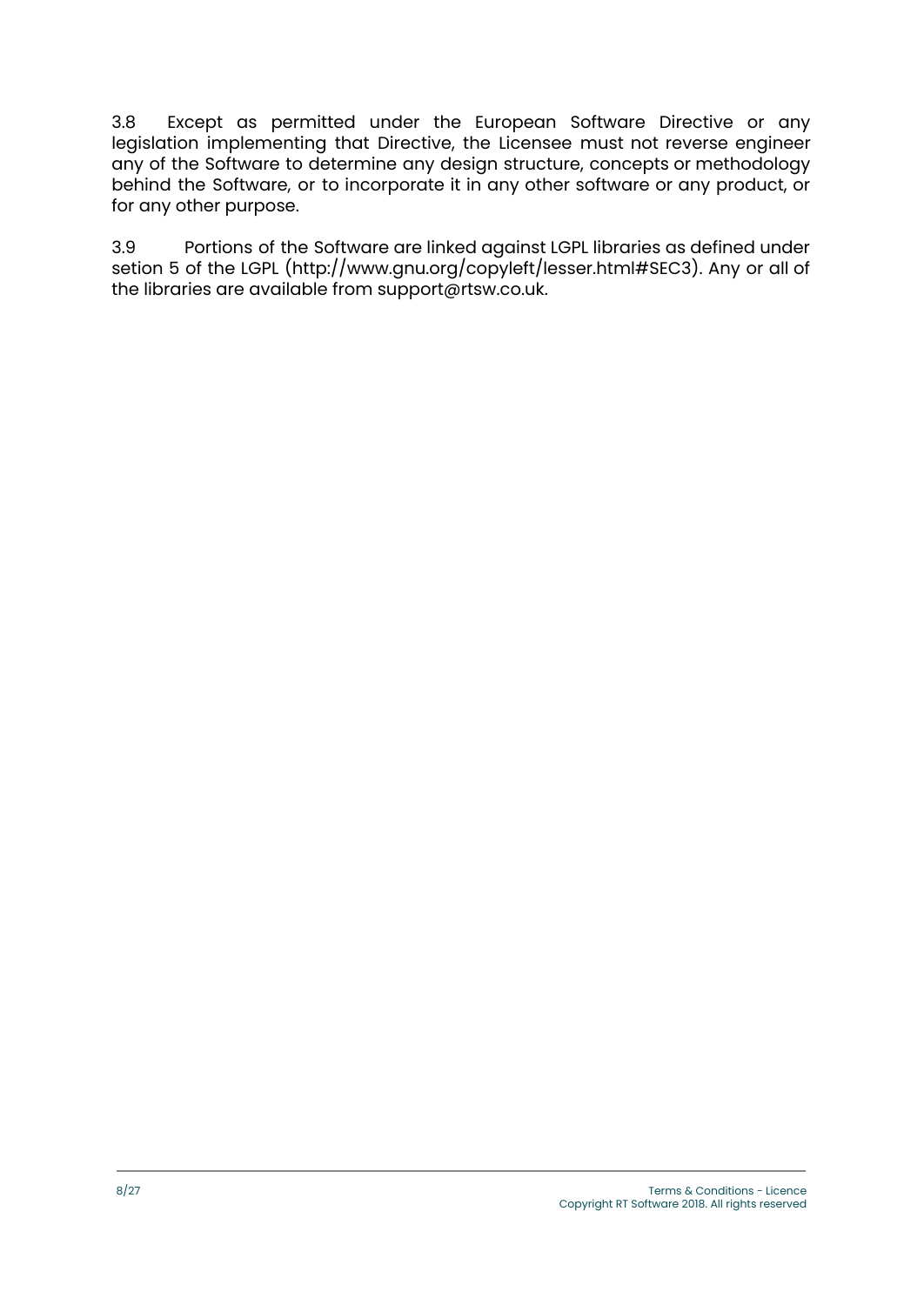3.8 Except as permitted under the European Software Directive or any legislation implementing that Directive, the Licensee must not reverse engineer any of the Software to determine any design structure, concepts or methodology behind the Software, or to incorporate it in any other software or any product, or for any other purpose.

3.9 Portions of the Software are linked against LGPL libraries as defined under setion 5 of the LGPL (http://www.gnu.org/copyleft/lesser.html#SEC3). Any or all of the libraries are available from support@rtsw.co.uk.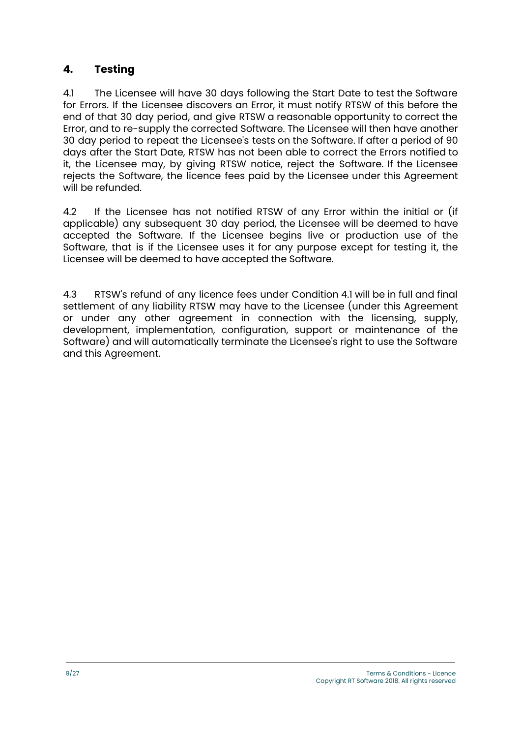## 4. Testing

4.1 The Licensee will have 30 days following the Start Date to test the Software for Errors. If the Licensee discovers an Error, it must notify RTSW of this before the end of that 30 day period, and give RTSW a reasonable opportunity to correct the Error, and to re-supply the corrected Software. The Licensee will then have another 30 day period to repeat the Licensee's tests on the Software. If after a period of 90 days after the Start Date, RTSW has not been able to correct the Errors notified to it, the Licensee may, by giving RTSW notice, reject the Software. If the Licensee rejects the Software, the licence fees paid by the Licensee under this Agreement will be refunded.

4.2 If the Licensee has not notified RTSW of any Error within the initial or (if applicable) any subsequent 30 day period, the Licensee will be deemed to have accepted the Software. If the Licensee begins live or production use of the Software, that is if the Licensee uses it for any purpose except for testing it, the Licensee will be deemed to have accepted the Software.

4.3 RTSW's refund of any licence fees under Condition 4.1 will be in full and final settlement of any liability RTSW may have to the Licensee (under this Agreement or under any other agreement in connection with the licensing, supply, development, implementation, configuration, support or maintenance of the Software) and will automatically terminate the Licensee's right to use the Software and this Agreement.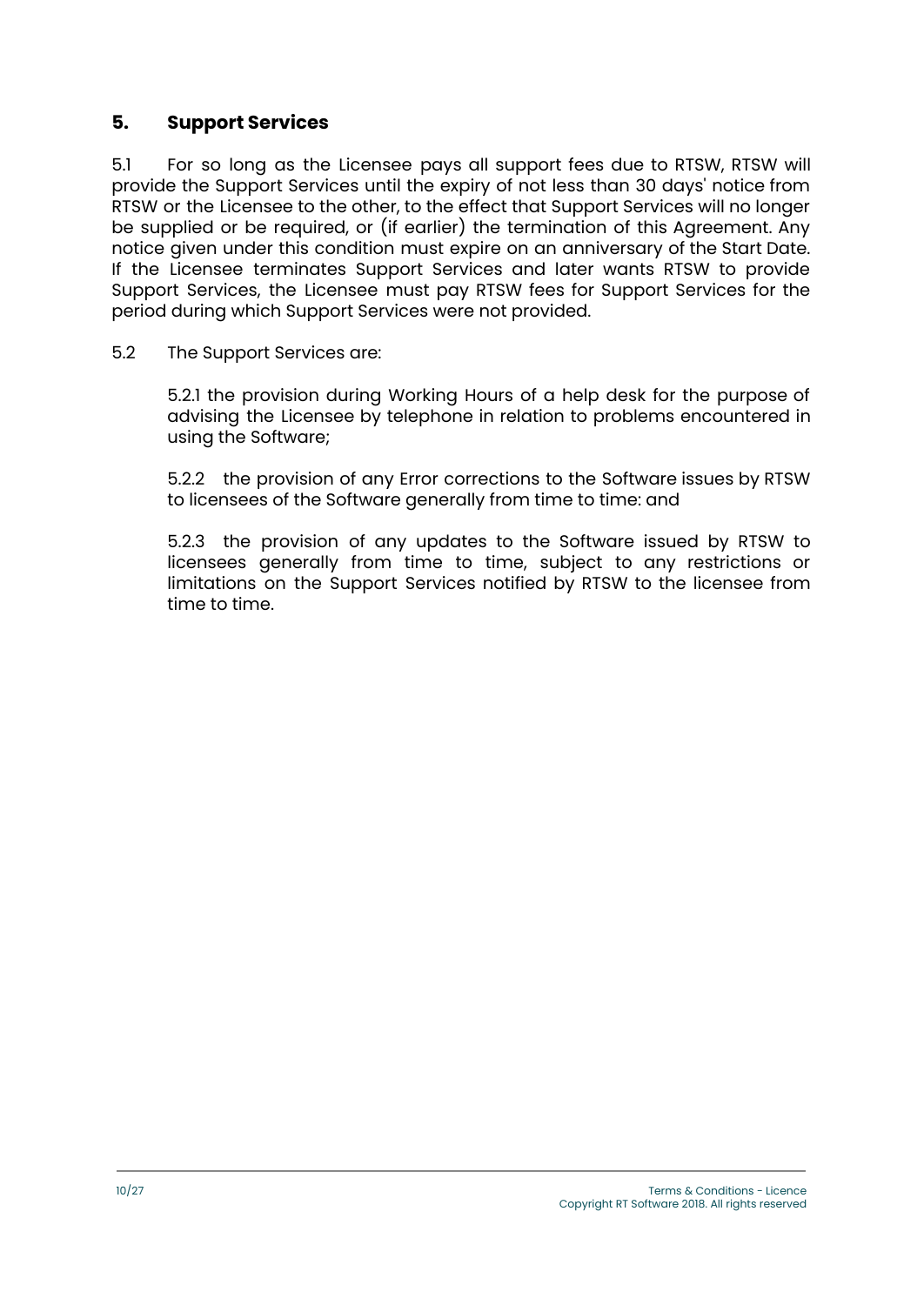## 5. Support Services

5.1 For so long as the Licensee pays all support fees due to RTSW, RTSW will provide the Support Services until the expiry of not less than 30 days' notice from RTSW or the Licensee to the other, to the effect that Support Services will no longer be supplied or be required, or (if earlier) the termination of this Agreement. Any notice given under this condition must expire on an anniversary of the Start Date. If the Licensee terminates Support Services and later wants RTSW to provide Support Services, the Licensee must pay RTSW fees for Support Services for the period during which Support Services were not provided.

5.2 The Support Services are:

5.2.1 the provision during Working Hours of a help desk for the purpose of advising the Licensee by telephone in relation to problems encountered in using the Software;

5.2.2 the provision of any Error corrections to the Software issues by RTSW to licensees of the Software generally from time to time: and

5.2.3 the provision of any updates to the Software issued by RTSW to licensees generally from time to time, subject to any restrictions or limitations on the Support Services notified by RTSW to the licensee from time to time.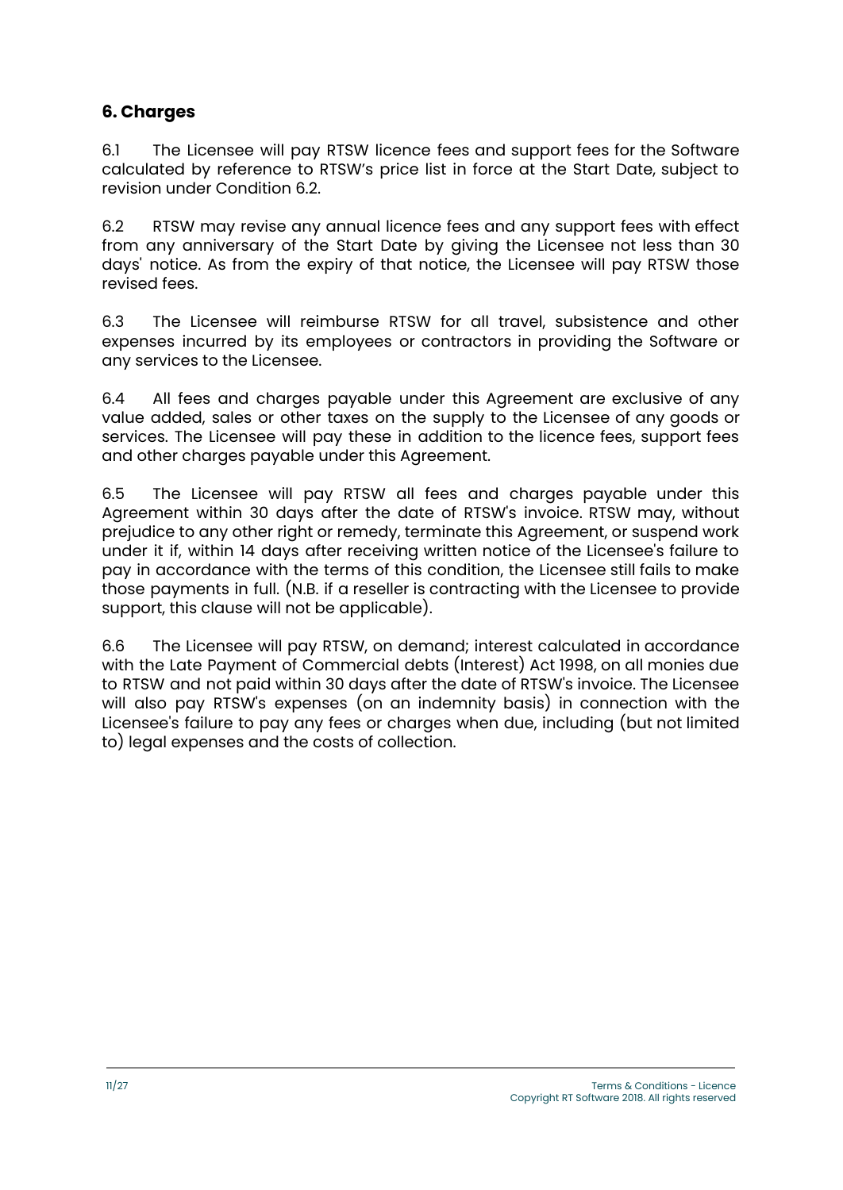## 6. Charges

6.1 The Licensee will pay RTSW licence fees and support fees for the Software calculated by reference to RTSW's price list in force at the Start Date, subject to revision under Condition 6.2.

6.2 RTSW may revise any annual licence fees and any support fees with effect from any anniversary of the Start Date by giving the Licensee not less than 30 days' notice. As from the expiry of that notice, the Licensee will pay RTSW those revised fees.

6.3 The Licensee will reimburse RTSW for all travel, subsistence and other expenses incurred by its employees or contractors in providing the Software or any services to the Licensee.

6.4 All fees and charges payable under this Agreement are exclusive of any value added, sales or other taxes on the supply to the Licensee of any goods or services. The Licensee will pay these in addition to the licence fees, support fees and other charges payable under this Agreement.

6.5 The Licensee will pay RTSW all fees and charges payable under this Agreement within 30 days after the date of RTSW's invoice. RTSW may, without prejudice to any other right or remedy, terminate this Agreement, or suspend work under it if, within 14 days after receiving written notice of the Licensee's failure to pay in accordance with the terms of this condition, the Licensee still fails to make those payments in full. (N.B. if a reseller is contracting with the Licensee to provide support, this clause will not be applicable).

6.6 The Licensee will pay RTSW, on demand; interest calculated in accordance with the Late Payment of Commercial debts (Interest) Act 1998, on all monies due to RTSW and not paid within 30 days after the date of RTSW's invoice. The Licensee will also pay RTSW's expenses (on an indemnity basis) in connection with the Licensee's failure to pay any fees or charges when due, including (but not limited to) legal expenses and the costs of collection.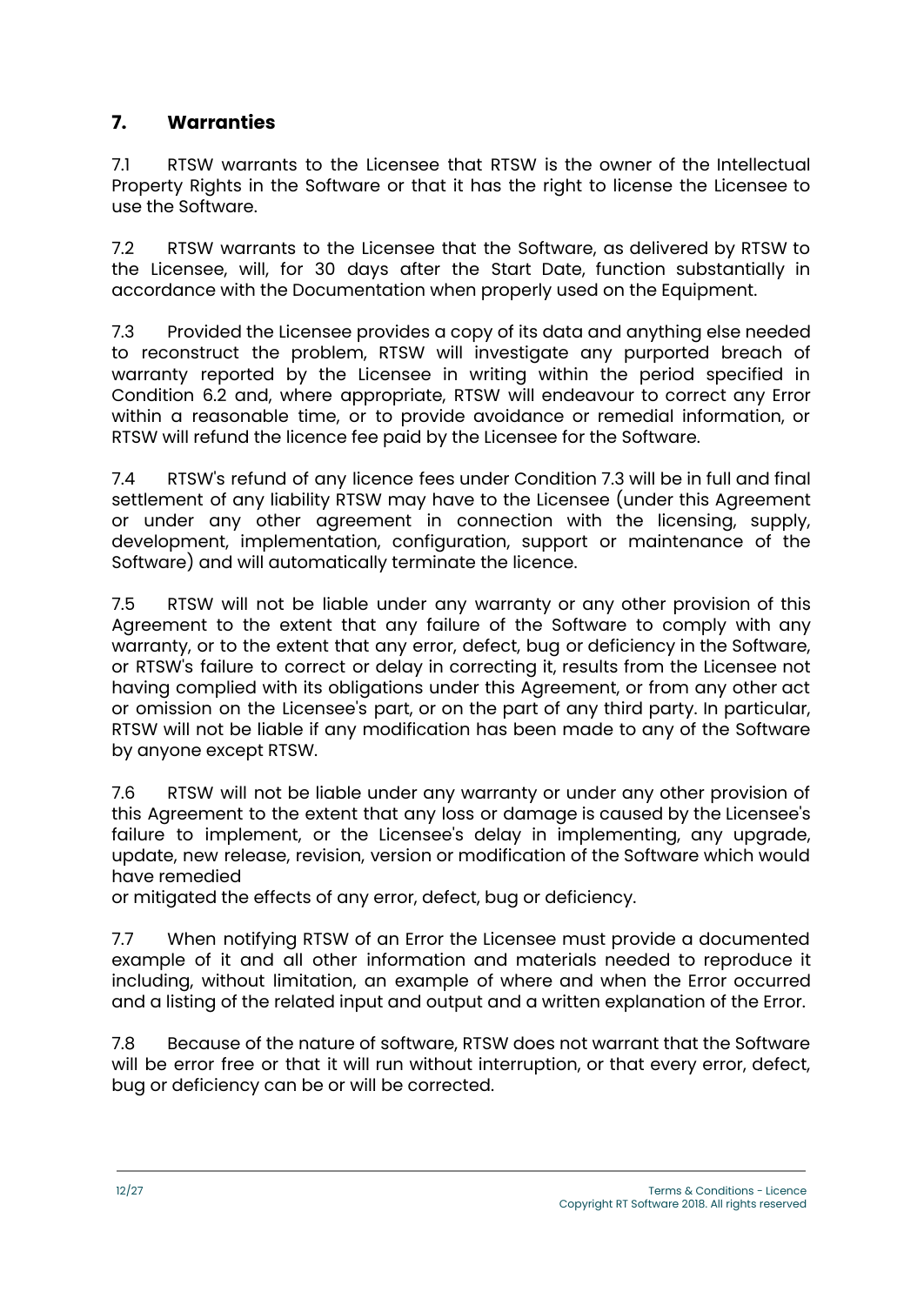## 7. Warranties

7.1 RTSW warrants to the Licensee that RTSW is the owner of the Intellectual Property Rights in the Software or that it has the right to license the Licensee to use the Software.

7.2 RTSW warrants to the Licensee that the Software, as delivered by RTSW to the Licensee, will, for 30 days after the Start Date, function substantially in accordance with the Documentation when properly used on the Equipment.

7.3 Provided the Licensee provides a copy of its data and anything else needed to reconstruct the problem, RTSW will investigate any purported breach of warranty reported by the Licensee in writing within the period specified in Condition 6.2 and, where appropriate, RTSW will endeavour to correct any Error within a reasonable time, or to provide avoidance or remedial information, or RTSW will refund the licence fee paid by the Licensee for the Software.

7.4 RTSW's refund of any licence fees under Condition 7.3 will be in full and final settlement of any liability RTSW may have to the Licensee (under this Agreement or under any other agreement in connection with the licensing, supply, development, implementation, configuration, support or maintenance of the Software) and will automatically terminate the licence.

7.5 RTSW will not be liable under any warranty or any other provision of this Agreement to the extent that any failure of the Software to comply with any warranty, or to the extent that any error, defect, bug or deficiency in the Software, or RTSW's failure to correct or delay in correcting it, results from the Licensee not having complied with its obligations under this Agreement, or from any other act or omission on the Licensee's part, or on the part of any third party. In particular, RTSW will not be liable if any modification has been made to any of the Software by anyone except RTSW.

7.6 RTSW will not be liable under any warranty or under any other provision of this Agreement to the extent that any loss or damage is caused by the Licensee's failure to implement, or the Licensee's delay in implementing, any upgrade, update, new release, revision, version or modification of the Software which would have remedied or mitigated the effects of any error, defect, bug or deficiency.

7.7 When notifying RTSW of an Error the Licensee must provide a documented example of it and all other information and materials needed to reproduce it including, without limitation, an example of where and when the Error occurred and a listing of the related input and output and a written explanation of the Error.

7.8 Because of the nature of software, RTSW does not warrant that the Software will be error free or that it will run without interruption, or that every error, defect, bug or deficiency can be or will be corrected.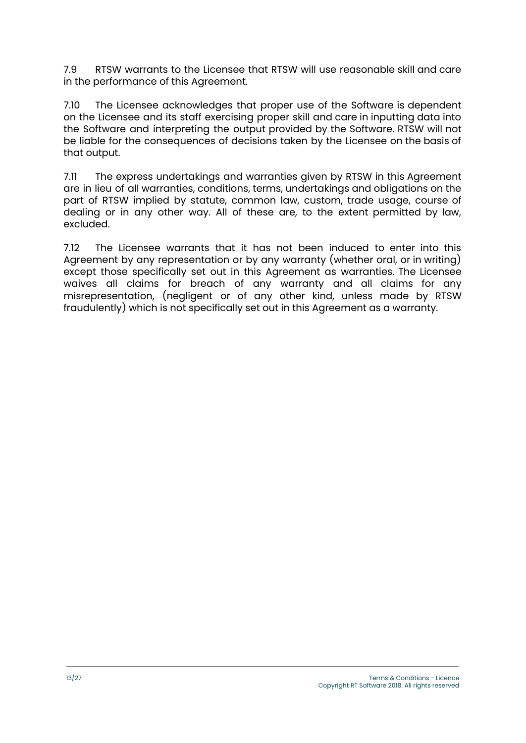7.9 RTSW warrants to the Licensee that RTSW will use reasonable skill and care in the performance of this Agreement.

7.10 The Licensee acknowledges that proper use of the Software is dependent on the Licensee and its staff exercising proper skill and care in inputting data into the Software and interpreting the output provided by the Software. RTSW will not be liable for the consequences of decisions taken by the Licensee on the basis of that output.

7.11 The express undertakings and warranties given by RTSW in this Agreement are in lieu of all warranties, conditions, terms, undertakings and obligations on the part of RTSW implied by statute, common law, custom, trade usage, course of dealing or in any other way. All of these are, to the extent permitted by law, excluded.

7.12 The Licensee warrants that it has not been induced to enter into this Agreement by any representation or by any warranty (whether oral, or in writing) except those specifically set out in this Agreement as warranties. The Licensee waives all claims for breach of any warranty and all claims for any misrepresentation, (negligent or of any other kind, unless made by RTSW fraudulently) which is not specifically set out in this Agreement as a warranty.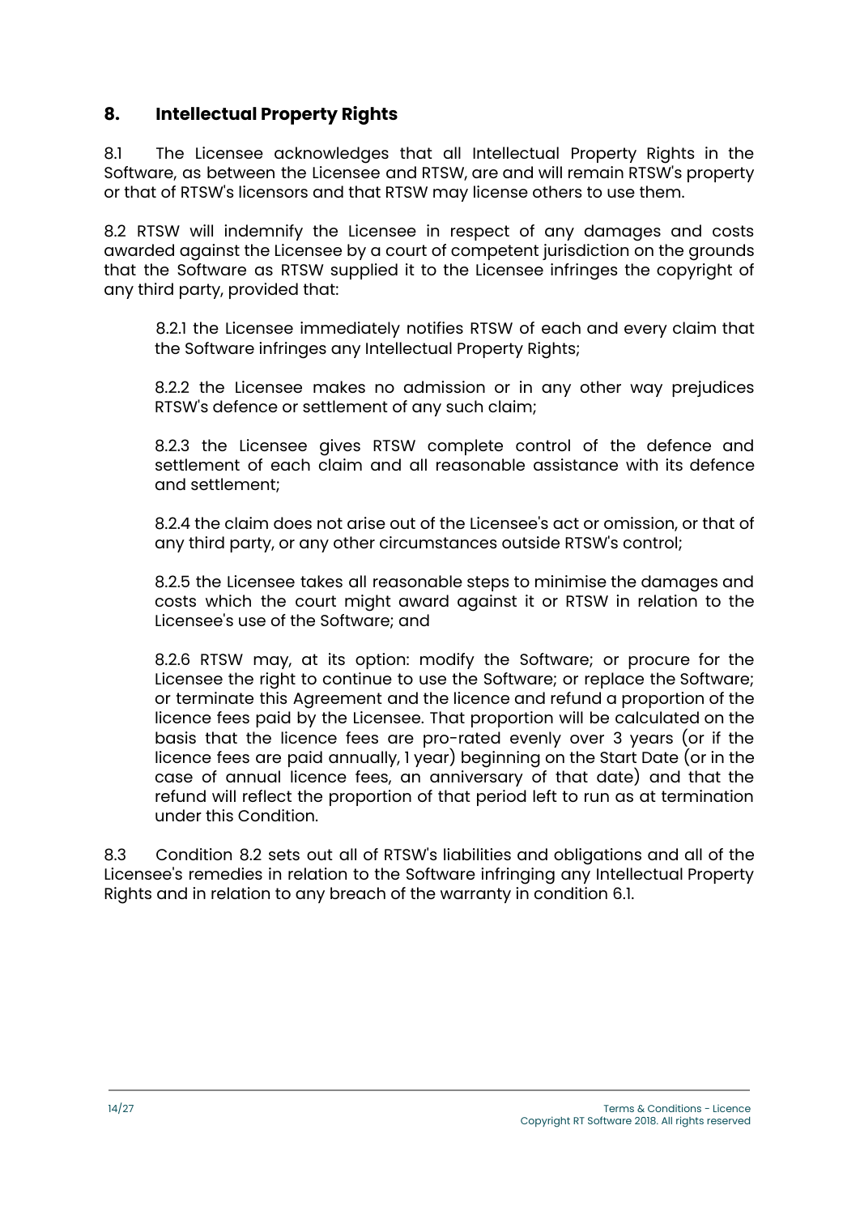## 8. Intellectual Property Rights

8.1 The Licensee acknowledges that all Intellectual Property Rights in the Software, as between the Licensee and RTSW, are and will remain RTSW's property or that of RTSW's licensors and that RTSW may license others to use them.

8.2 RTSW will indemnify the Licensee in respect of any damages and costs awarded against the Licensee by a court of competent jurisdiction on the grounds that the Software as RTSW supplied it to the Licensee infringes the copyright of any third party, provided that:

> 8.2.1 the Licensee immediately notifies RTSW of each and every claim that the Software infringes any Intellectual Property Rights;
>
> 8.2.2 the Licensee makes no admission or in any other way prejudices RTSW's defence or settlement of any such claim;
>
> 8.2.3 the Licensee gives RTSW complete control of the defence and settlement of each claim and all reasonable assistance with its defence and settlement;
>
> 8.2.4 the claim does not arise out of the Licensee's act or omission, or that of any third party, or any other circumstances outside RTSW's control;
>
> 8.2.5 the Licensee takes all reasonable steps to minimise the damages and costs which the court might award against it or RTSW in relation to the Licensee's use of the Software; and
>
> 8.2.6 RTSW may, at its option: modify the Software; or procure for the Licensee the right to continue to use the Software; or replace the Software; or terminate this Agreement and the licence and refund a proportion of the licence fees paid by the Licensee. That proportion will be calculated on the basis that the licence fees are pro-rated evenly over 3 years (or if the licence fees are paid annually, 1 year) beginning on the Start Date (or in the case of annual licence fees, an anniversary of that date) and that the refund will reflect the proportion of that period left to run as at termination under this Condition.

8.3 Condition 8.2 sets out all of RTSW's liabilities and obligations and all of the Licensee's remedies in relation to the Software infringing any Intellectual Property Rights and in relation to any breach of the warranty in condition 6.1.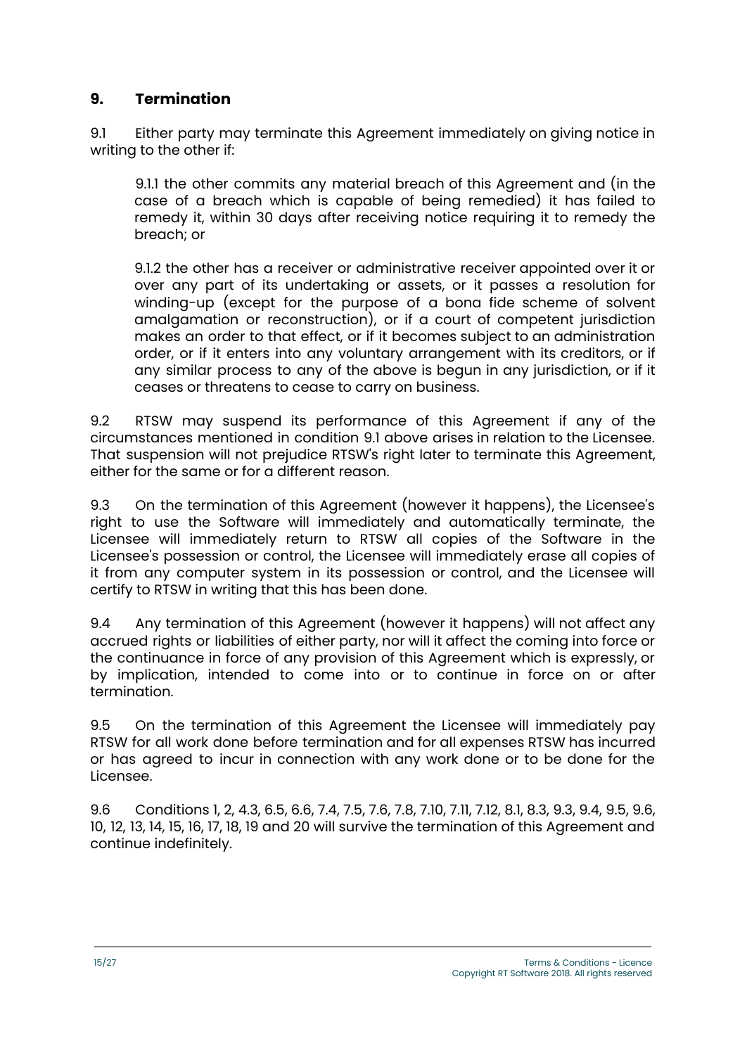## 9. Termination

9.1 Either party may terminate this Agreement immediately on giving notice in writing to the other if:

9.1.1 the other commits any material breach of this Agreement and (in the case of a breach which is capable of being remedied) it has failed to remedy it, within 30 days after receiving notice requiring it to remedy the breach; or

9.1.2 the other has a receiver or administrative receiver appointed over it or over any part of its undertaking or assets, or it passes a resolution for winding-up (except for the purpose of a bona fide scheme of solvent amalgamation or reconstruction), or if a court of competent jurisdiction makes an order to that effect, or if it becomes subject to an administration order, or if it enters into any voluntary arrangement with its creditors, or if any similar process to any of the above is begun in any jurisdiction, or if it ceases or threatens to cease to carry on business.

9.2 RTSW may suspend its performance of this Agreement if any of the circumstances mentioned in condition 9.1 above arises in relation to the Licensee. That suspension will not prejudice RTSW's right later to terminate this Agreement, either for the same or for a different reason.

9.3 On the termination of this Agreement (however it happens), the Licensee's right to use the Software will immediately and automatically terminate, the Licensee will immediately return to RTSW all copies of the Software in the Licensee's possession or control, the Licensee will immediately erase all copies of it from any computer system in its possession or control, and the Licensee will certify to RTSW in writing that this has been done.

9.4 Any termination of this Agreement (however it happens) will not affect any accrued rights or liabilities of either party, nor will it affect the coming into force or the continuance in force of any provision of this Agreement which is expressly, or by implication, intended to come into or to continue in force on or after termination.

9.5 On the termination of this Agreement the Licensee will immediately pay RTSW for all work done before termination and for all expenses RTSW has incurred or has agreed to incur in connection with any work done or to be done for the Licensee.

9.6 Conditions 1, 2, 4.3, 6.5, 6.6, 7.4, 7.5, 7.6, 7.8, 7.10, 7.11, 7.12, 8.1, 8.3, 9.3, 9.4, 9.5, 9.6, 10, 12, 13, 14, 15, 16, 17, 18, 19 and 20 will survive the termination of this Agreement and continue indefinitely.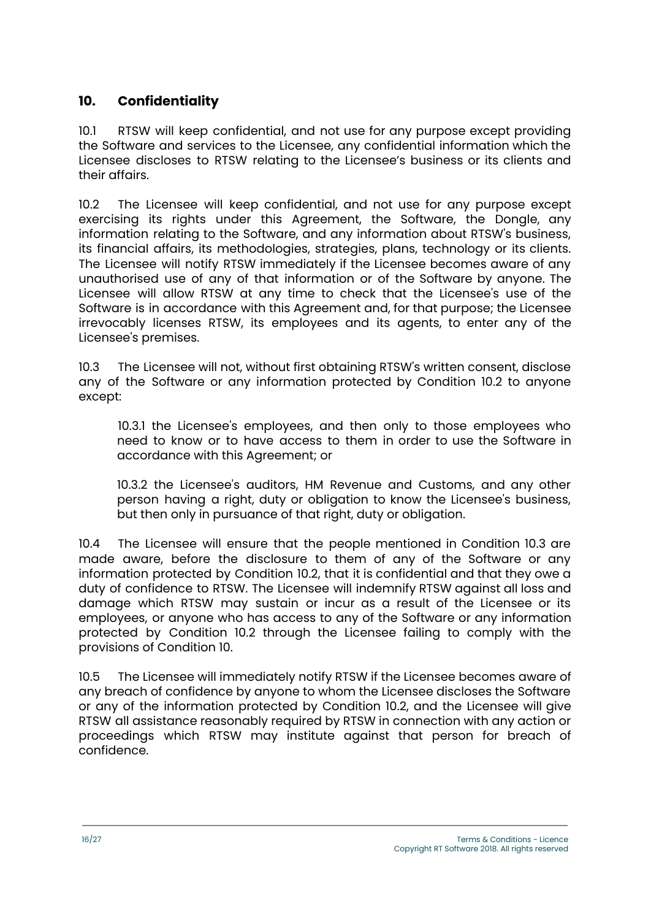## 10. Confidentiality

10.1 RTSW will keep confidential, and not use for any purpose except providing the Software and services to the Licensee, any confidential information which the Licensee discloses to RTSW relating to the Licensee's business or its clients and their affairs.

10.2 The Licensee will keep confidential, and not use for any purpose except exercising its rights under this Agreement, the Software, the Dongle, any information relating to the Software, and any information about RTSW's business, its financial affairs, its methodologies, strategies, plans, technology or its clients. The Licensee will notify RTSW immediately if the Licensee becomes aware of any unauthorised use of any of that information or of the Software by anyone. The Licensee will allow RTSW at any time to check that the Licensee's use of the Software is in accordance with this Agreement and, for that purpose; the Licensee irrevocably licenses RTSW, its employees and its agents, to enter any of the Licensee's premises.

10.3 The Licensee will not, without first obtaining RTSW's written consent, disclose any of the Software or any information protected by Condition 10.2 to anyone except:

> 10.3.1 the Licensee's employees, and then only to those employees who need to know or to have access to them in order to use the Software in accordance with this Agreement; or
>
> 10.3.2 the Licensee's auditors, HM Revenue and Customs, and any other person having a right, duty or obligation to know the Licensee's business, but then only in pursuance of that right, duty or obligation.

10.4 The Licensee will ensure that the people mentioned in Condition 10.3 are made aware, before the disclosure to them of any of the Software or any information protected by Condition 10.2, that it is confidential and that they owe a duty of confidence to RTSW. The Licensee will indemnify RTSW against all loss and damage which RTSW may sustain or incur as a result of the Licensee or its employees, or anyone who has access to any of the Software or any information protected by Condition 10.2 through the Licensee failing to comply with the provisions of Condition 10.

10.5 The Licensee will immediately notify RTSW if the Licensee becomes aware of any breach of confidence by anyone to whom the Licensee discloses the Software or any of the information protected by Condition 10.2, and the Licensee will give RTSW all assistance reasonably required by RTSW in connection with any action or proceedings which RTSW may institute against that person for breach of confidence.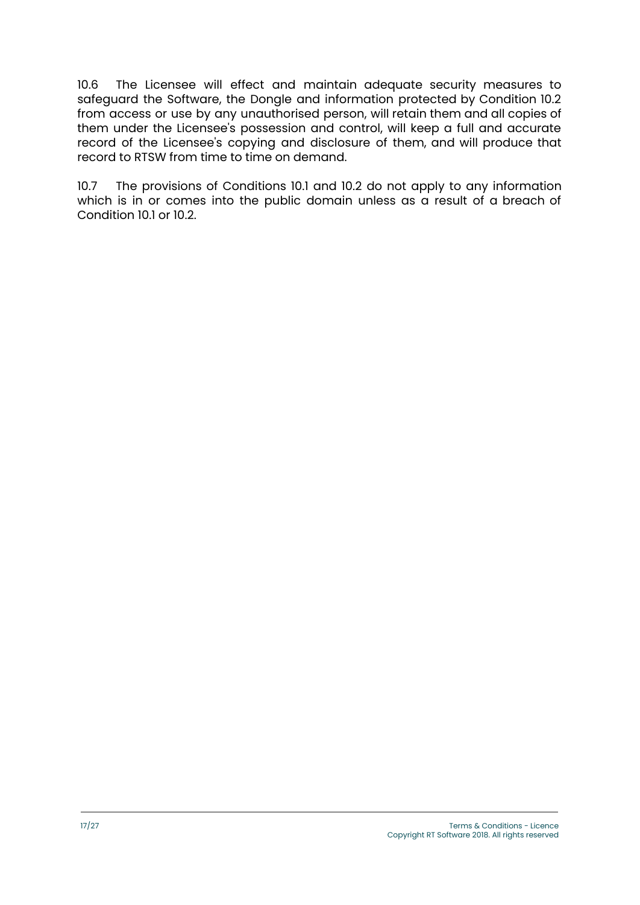10.6 The Licensee will effect and maintain adequate security measures to safeguard the Software, the Dongle and information protected by Condition 10.2 from access or use by any unauthorised person, will retain them and all copies of them under the Licensee's possession and control, will keep a full and accurate record of the Licensee's copying and disclosure of them, and will produce that record to RTSW from time to time on demand.

10.7 The provisions of Conditions 10.1 and 10.2 do not apply to any information which is in or comes into the public domain unless as a result of a breach of Condition 10.1 or 10.2.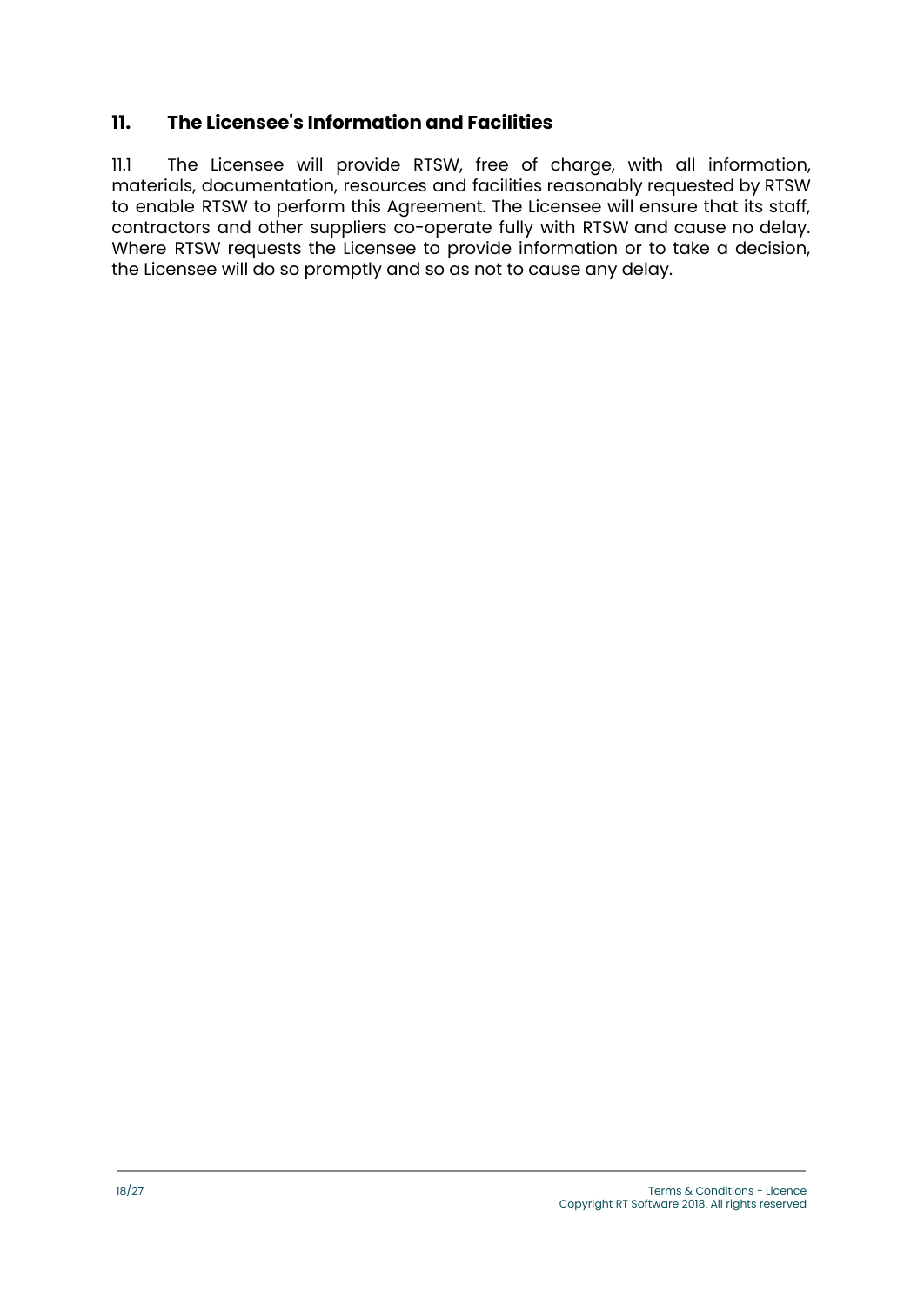## 11. The Licensee's Information and Facilities

11.1 The Licensee will provide RTSW, free of charge, with all information, materials, documentation, resources and facilities reasonably requested by RTSW to enable RTSW to perform this Agreement. The Licensee will ensure that its staff, contractors and other suppliers co-operate fully with RTSW and cause no delay. Where RTSW requests the Licensee to provide information or to take a decision, the Licensee will do so promptly and so as not to cause any delay.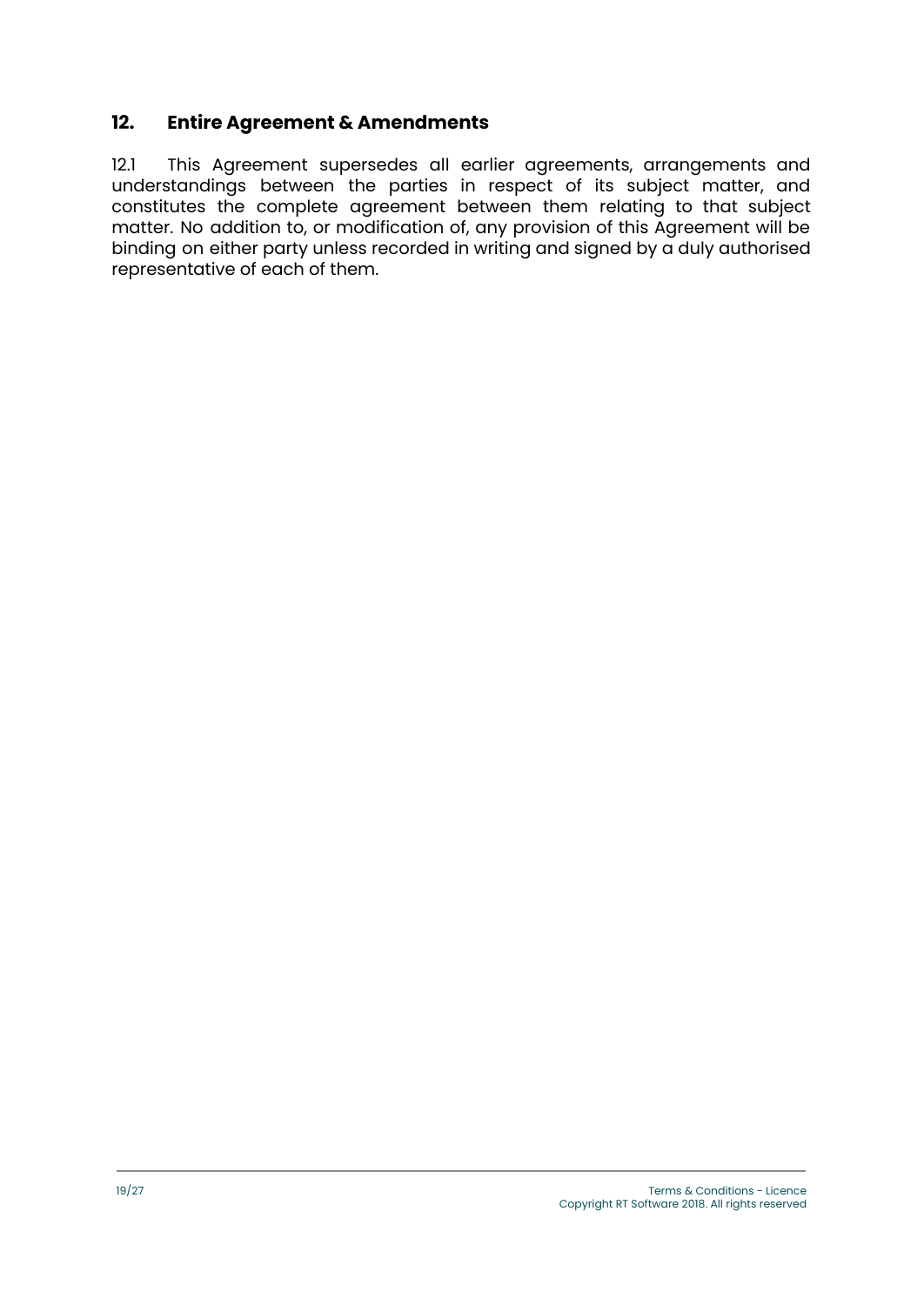## 12. Entire Agreement & Amendments

12.1 This Agreement supersedes all earlier agreements, arrangements and understandings between the parties in respect of its subject matter, and constitutes the complete agreement between them relating to that subject matter. No addition to, or modification of, any provision of this Agreement will be binding on either party unless recorded in writing and signed by a duly authorised representative of each of them.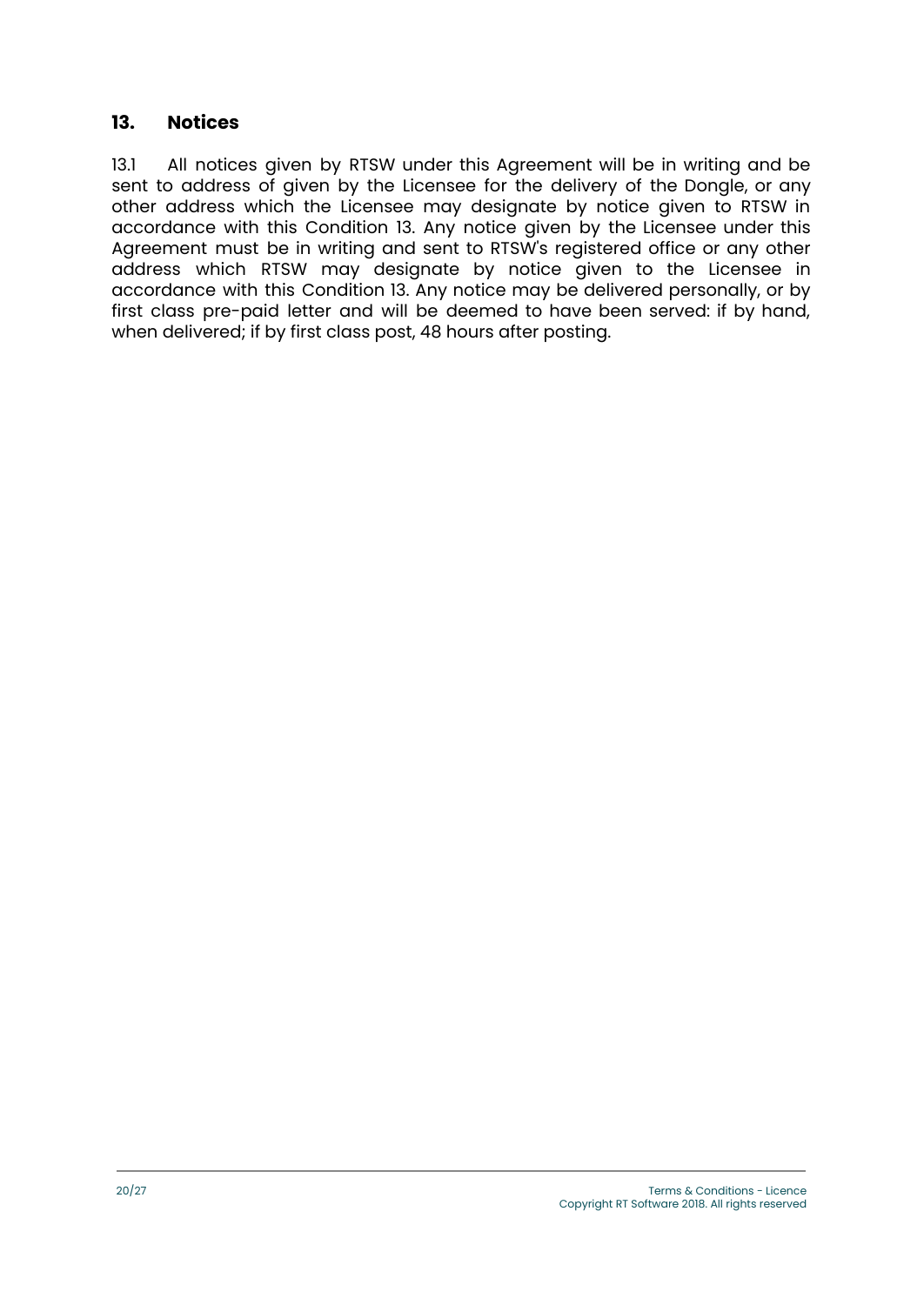## 13. Notices

13.1 All notices given by RTSW under this Agreement will be in writing and be sent to address of given by the Licensee for the delivery of the Dongle, or any other address which the Licensee may designate by notice given to RTSW in accordance with this Condition 13. Any notice given by the Licensee under this Agreement must be in writing and sent to RTSW's registered office or any other address which RTSW may designate by notice given to the Licensee in accordance with this Condition 13. Any notice may be delivered personally, or by first class pre-paid letter and will be deemed to have been served: if by hand, when delivered; if by first class post, 48 hours after posting.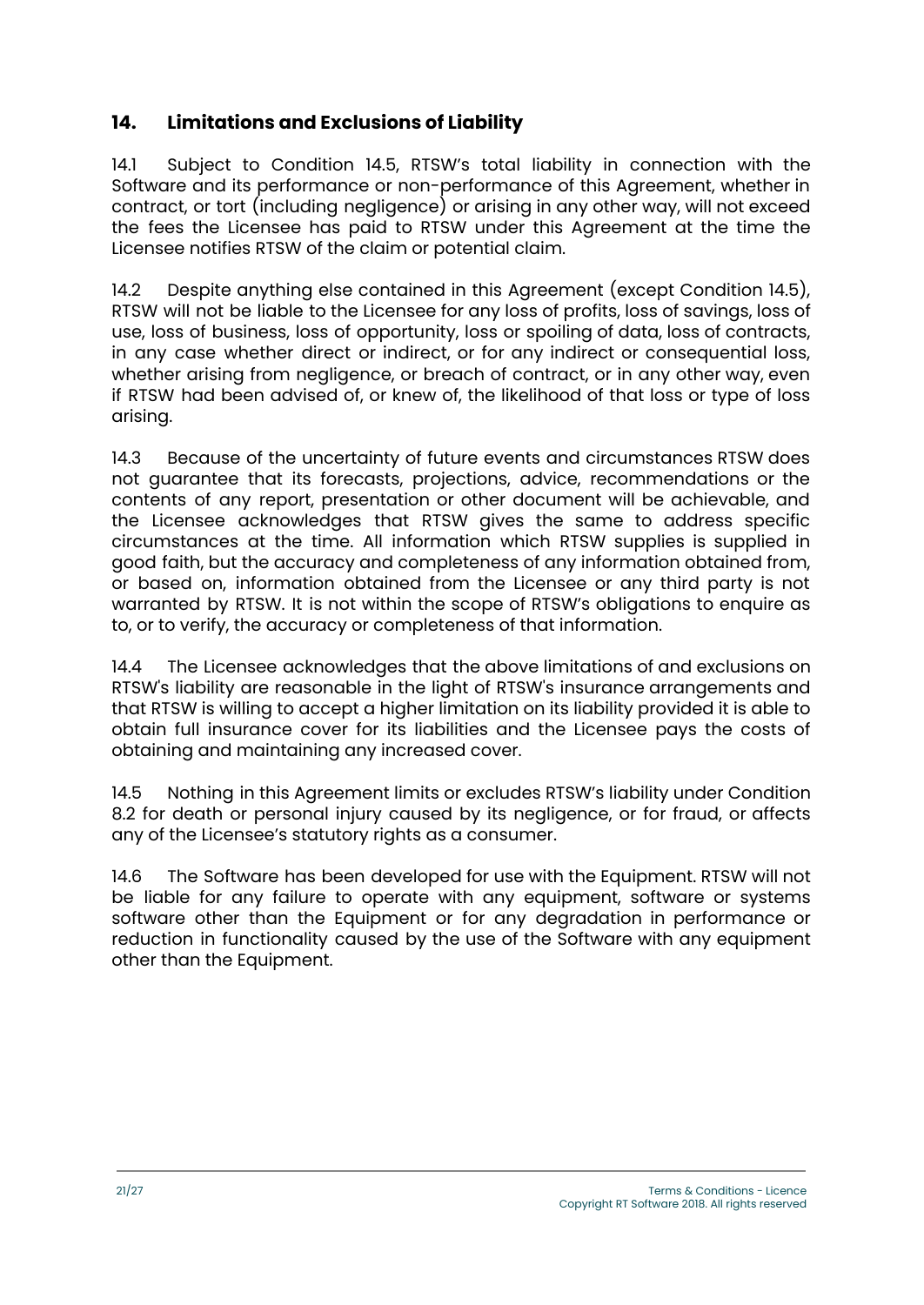## 14. Limitations and Exclusions of Liability

14.1 Subject to Condition 14.5, RTSW's total liability in connection with the Software and its performance or non-performance of this Agreement, whether in contract, or tort (including negligence) or arising in any other way, will not exceed the fees the Licensee has paid to RTSW under this Agreement at the time the Licensee notifies RTSW of the claim or potential claim.

14.2 Despite anything else contained in this Agreement (except Condition 14.5), RTSW will not be liable to the Licensee for any loss of profits, loss of savings, loss of use, loss of business, loss of opportunity, loss or spoiling of data, loss of contracts, in any case whether direct or indirect, or for any indirect or consequential loss, whether arising from negligence, or breach of contract, or in any other way, even if RTSW had been advised of, or knew of, the likelihood of that loss or type of loss arising.

14.3 Because of the uncertainty of future events and circumstances RTSW does not guarantee that its forecasts, projections, advice, recommendations or the contents of any report, presentation or other document will be achievable, and the Licensee acknowledges that RTSW gives the same to address specific circumstances at the time. All information which RTSW supplies is supplied in good faith, but the accuracy and completeness of any information obtained from, or based on, information obtained from the Licensee or any third party is not warranted by RTSW. It is not within the scope of RTSW's obligations to enquire as to, or to verify, the accuracy or completeness of that information.

14.4 The Licensee acknowledges that the above limitations of and exclusions on RTSW's liability are reasonable in the light of RTSW's insurance arrangements and that RTSW is willing to accept a higher limitation on its liability provided it is able to obtain full insurance cover for its liabilities and the Licensee pays the costs of obtaining and maintaining any increased cover.

14.5 Nothing in this Agreement limits or excludes RTSW's liability under Condition 8.2 for death or personal injury caused by its negligence, or for fraud, or affects any of the Licensee's statutory rights as a consumer.

14.6 The Software has been developed for use with the Equipment. RTSW will not be liable for any failure to operate with any equipment, software or systems software other than the Equipment or for any degradation in performance or reduction in functionality caused by the use of the Software with any equipment other than the Equipment.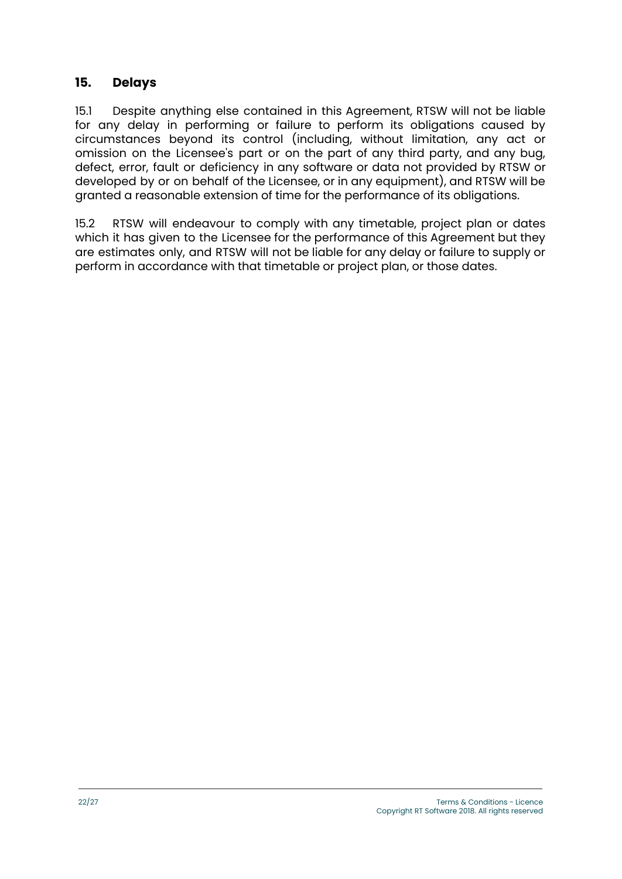## 15. Delays

15.1 Despite anything else contained in this Agreement, RTSW will not be liable for any delay in performing or failure to perform its obligations caused by circumstances beyond its control (including, without limitation, any act or omission on the Licensee's part or on the part of any third party, and any bug, defect, error, fault or deficiency in any software or data not provided by RTSW or developed by or on behalf of the Licensee, or in any equipment), and RTSW will be granted a reasonable extension of time for the performance of its obligations.

15.2 RTSW will endeavour to comply with any timetable, project plan or dates which it has given to the Licensee for the performance of this Agreement but they are estimates only, and RTSW will not be liable for any delay or failure to supply or perform in accordance with that timetable or project plan, or those dates.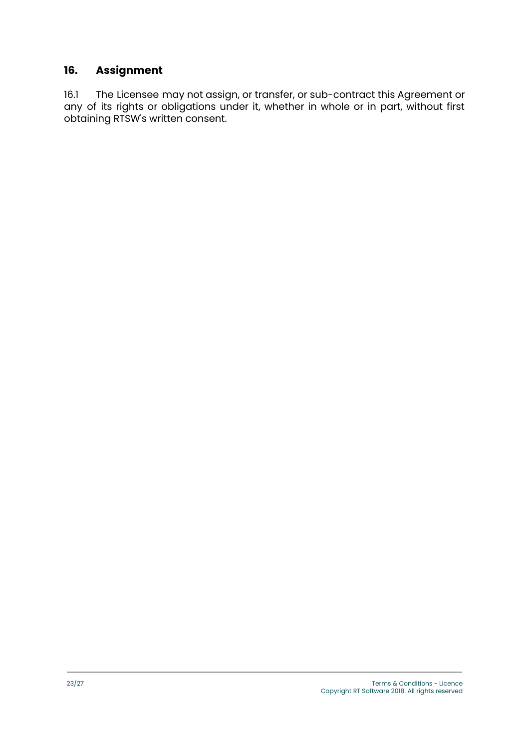## 16. Assignment

16.1 The Licensee may not assign, or transfer, or sub-contract this Agreement or any of its rights or obligations under it, whether in whole or in part, without first obtaining RTSW's written consent.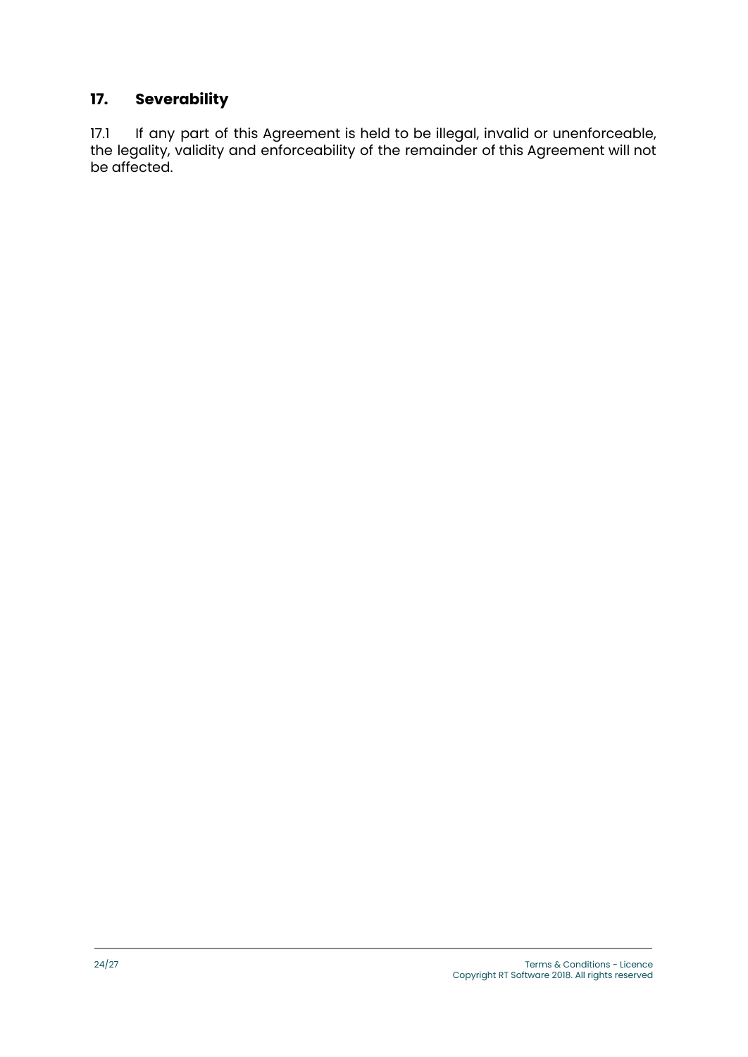## 17. Severability

17.1 If any part of this Agreement is held to be illegal, invalid or unenforceable, the legality, validity and enforceability of the remainder of this Agreement will not be affected.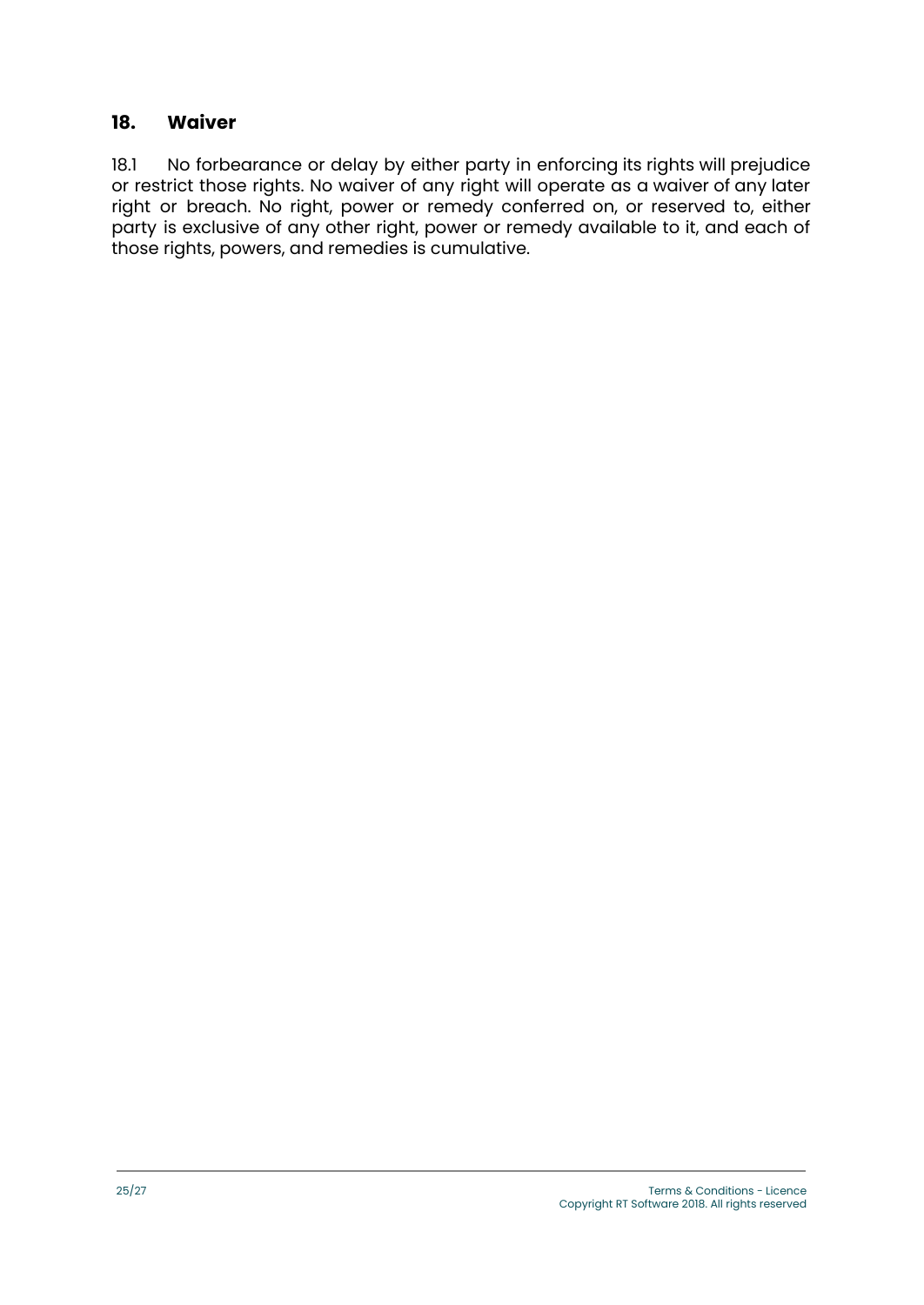## 18. Waiver

18.1 No forbearance or delay by either party in enforcing its rights will prejudice or restrict those rights. No waiver of any right will operate as a waiver of any later right or breach. No right, power or remedy conferred on, or reserved to, either party is exclusive of any other right, power or remedy available to it, and each of those rights, powers, and remedies is cumulative.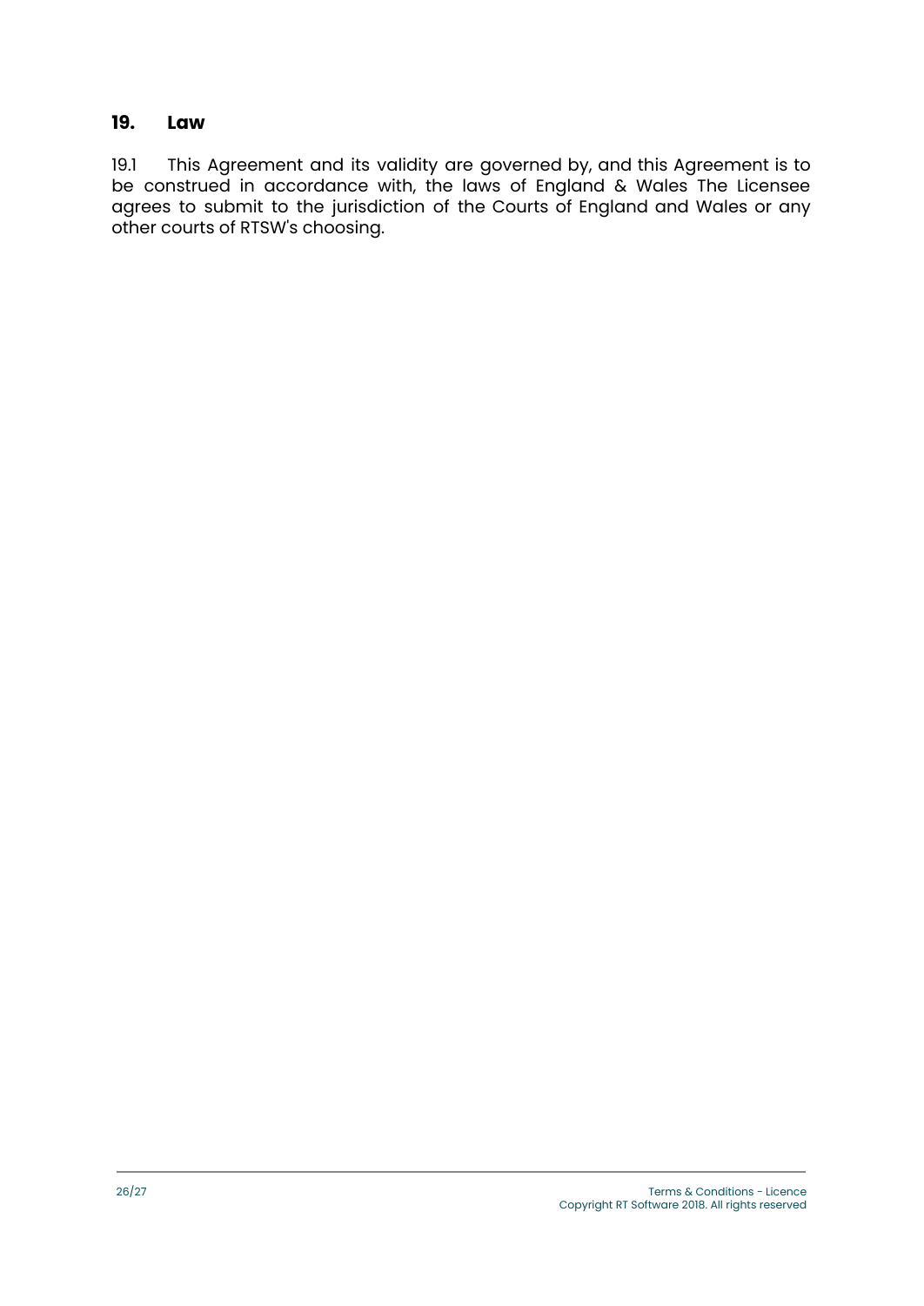## 19. Law

19.1 This Agreement and its validity are governed by, and this Agreement is to be construed in accordance with, the laws of England & Wales The Licensee agrees to submit to the jurisdiction of the Courts of England and Wales or any other courts of RTSW's choosing.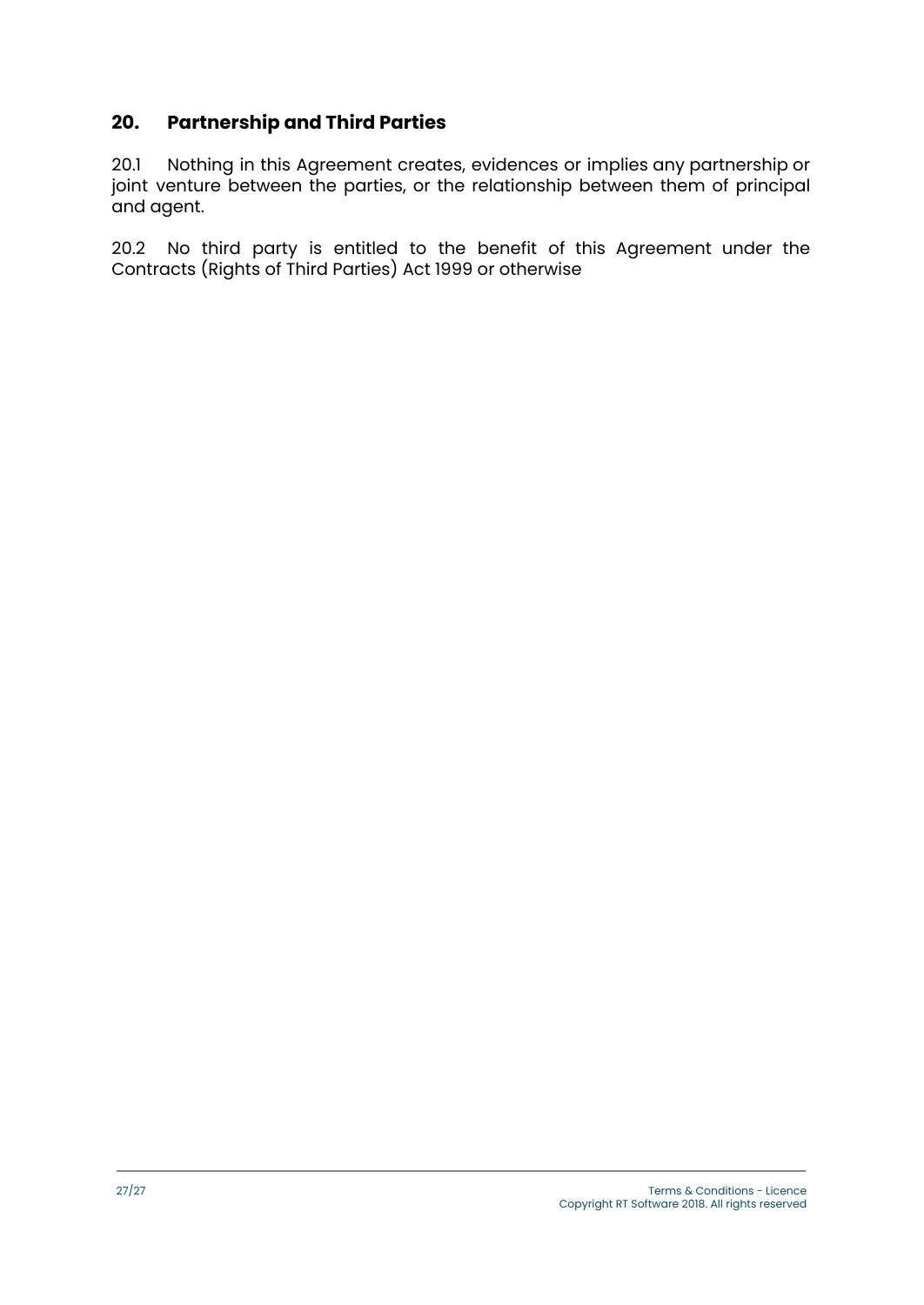## 20. Partnership and Third Parties

20.1 Nothing in this Agreement creates, evidences or implies any partnership or joint venture between the parties, or the relationship between them of principal and agent.

20.2 No third party is entitled to the benefit of this Agreement under the Contracts (Rights of Third Parties) Act 1999 or otherwise